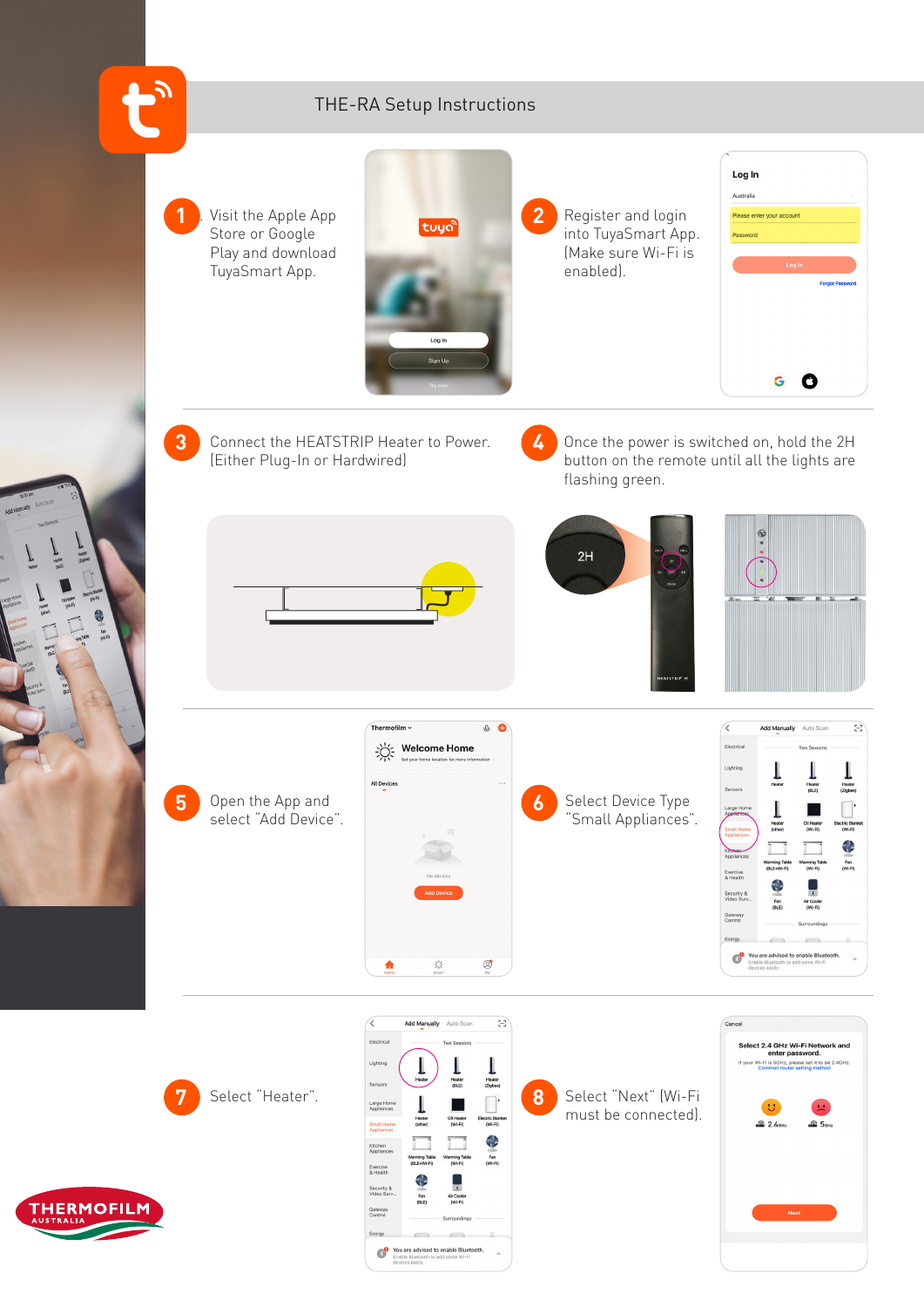# THE-RA Setup Instructions

1. Visit the Apple App Store or Google Play and download TuyaSmart App.

2. Register and login into TuyaSmart App. (Make sure Wi-Fi is enabled).

3. Connect the HEATSTRIP Heater to Power. (Either Plug-In or Hardwired)

4. Once the power is switched on, hold the 2H button on the remote until all the lights are flashing green.

5. Open the App and select "Add Device".

6. Select Device Type "Small Appliances".

7. Select "Heater".

8. Select "Next" (Wi-Fi must be connected).

THERMOFILM AUSTRALIA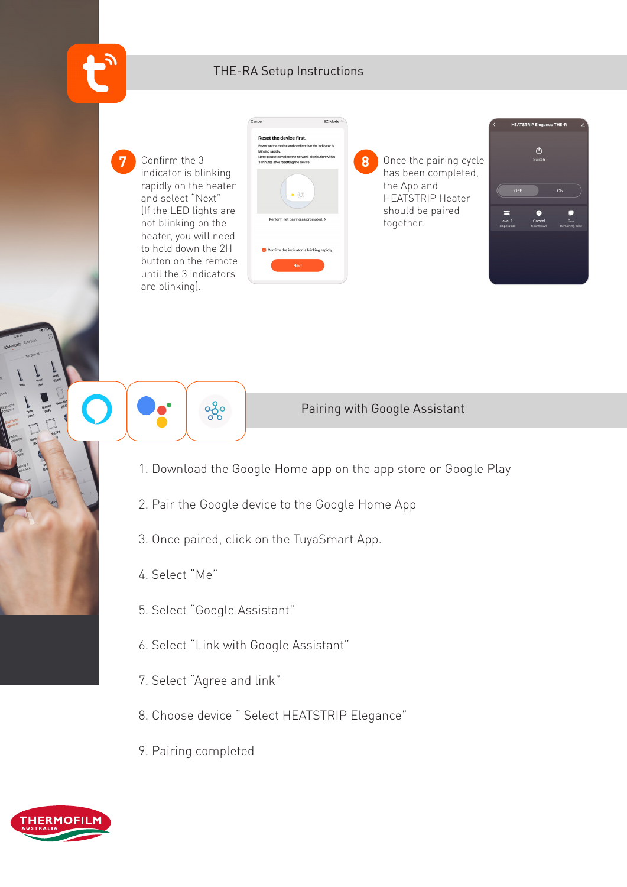## THE-RA Setup Instructions

**7** Confirm the 3 indicator is blinking rapidly on the heater and select "Next" (If the LED lights are not blinking on the heater, you will need to hold down the 2H button on the remote until the 3 indicators are blinking).

**8** Once the pairing cycle has been completed, the App and HEATSTRIP Heater should be paired together.

## Pairing with Google Assistant

1. Download the Google Home app on the app store or Google Play
2. Pair the Google device to the Google Home App
3. Once paired, click on the TuyaSmart App.
4. Select "Me"
5. Select "Google Assistant"
6. Select "Link with Google Assistant"
7. Select "Agree and link"
8. Choose device " Select HEATSTRIP Elegance"
9. Pairing completed

THERMOFILM AUSTRALIA